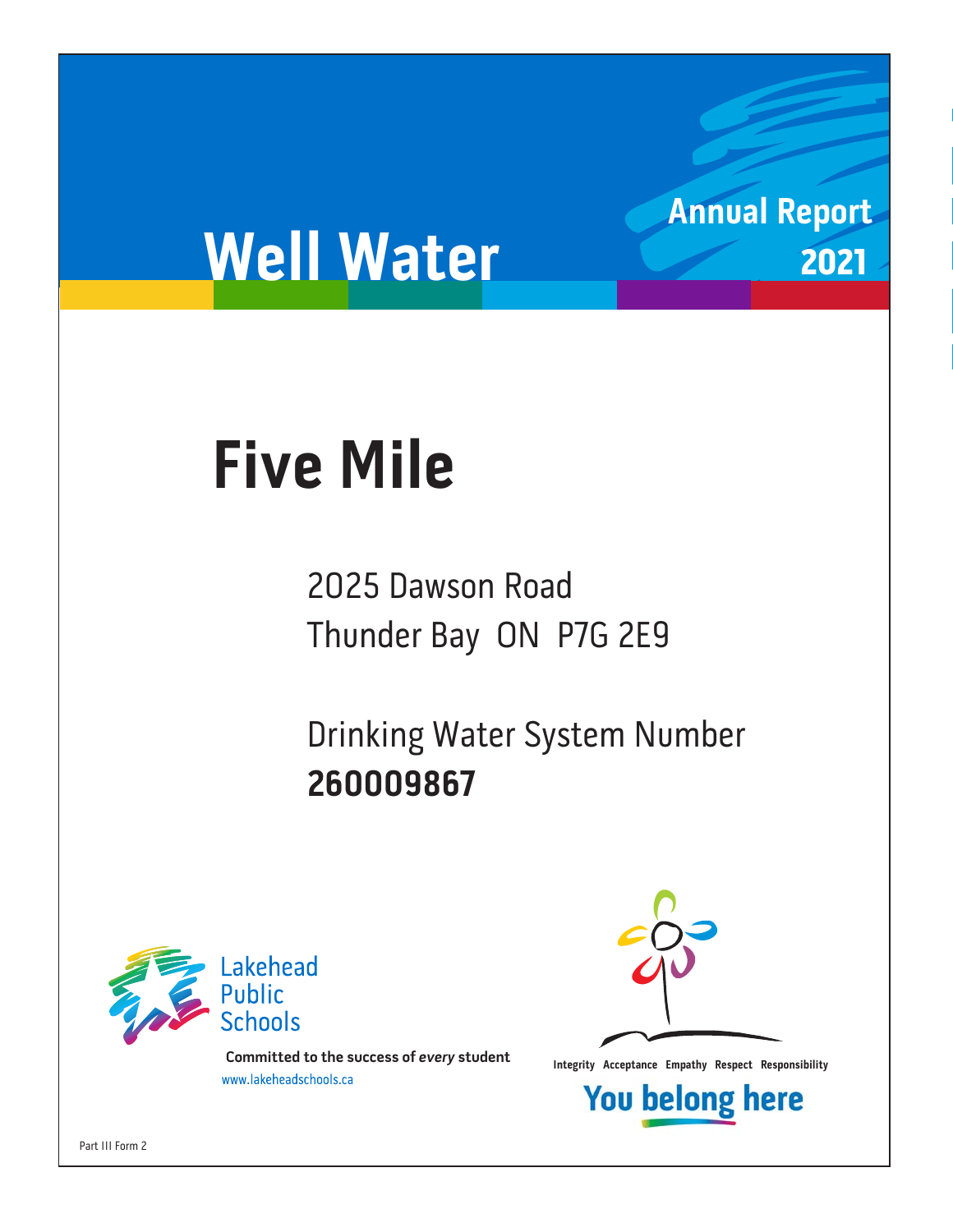# Well Water

## Annual Report 2021

# Five Mile

2025 Dawson Road
Thunder Bay ON P7G 2E9

Drinking Water System Number
**260009867**

Lakehead Public Schools

**Committed to the success of *every* student**

www.lakeheadschools.ca

Integrity Acceptance Empathy Respect Responsibility

**You belong here**

Part III Form 2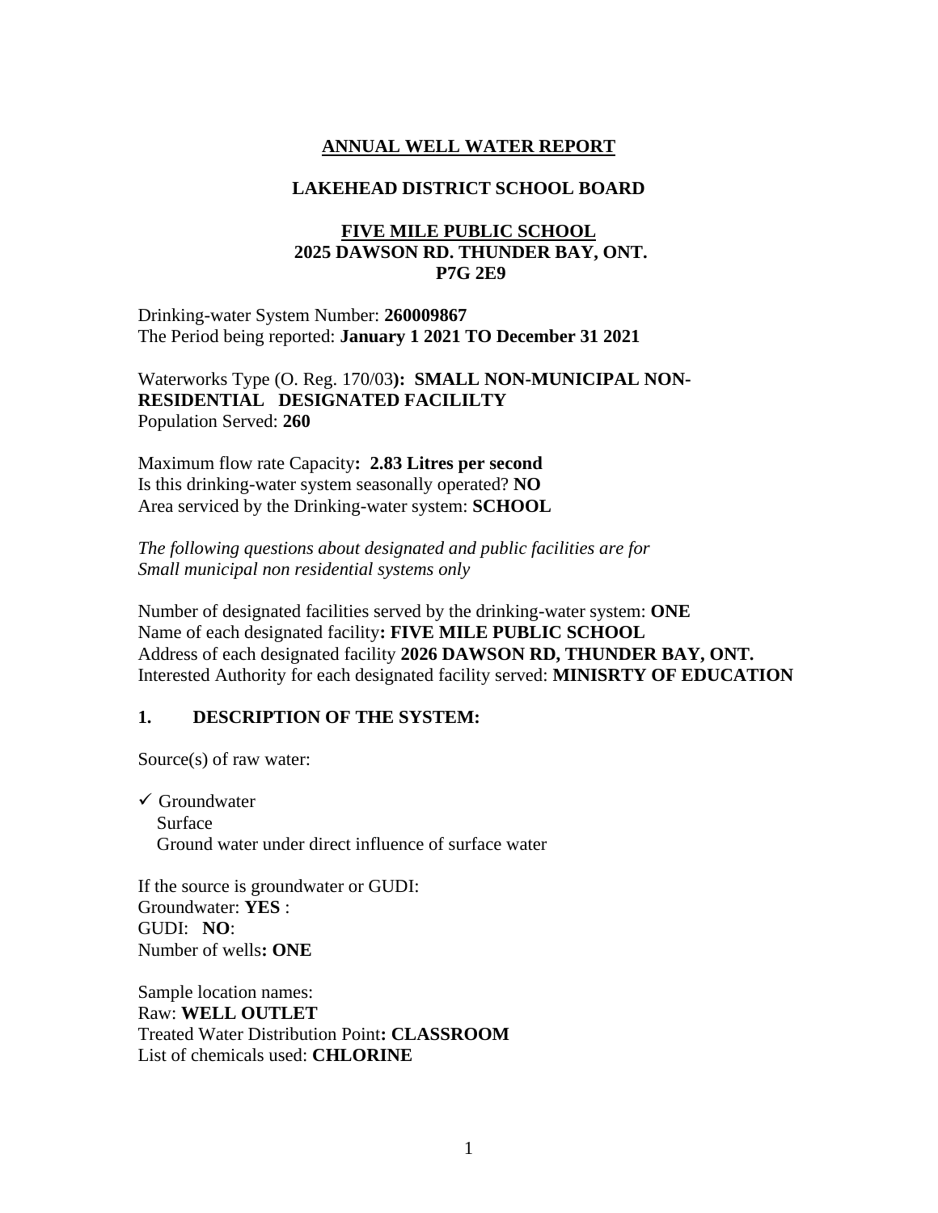## ANNUAL WELL WATER REPORT

### LAKEHEAD DISTRICT SCHOOL BOARD

### FIVE MILE PUBLIC SCHOOL
**2025 DAWSON RD. THUNDER BAY, ONT.**
**P7G 2E9**

Drinking-water System Number: **260009867**
The Period being reported: **January 1 2021 TO December 31 2021**

Waterworks Type (O. Reg. 170/03**): SMALL NON-MUNICIPAL NON-RESIDENTIAL DESIGNATED FACILILTY**
Population Served: **260**

Maximum flow rate Capacity**: 2.83 Litres per second**
Is this drinking-water system seasonally operated? **NO**
Area serviced by the Drinking-water system: **SCHOOL**

*The following questions about designated and public facilities are for Small municipal non residential systems only*

Number of designated facilities served by the drinking-water system: **ONE**
Name of each designated facility**: FIVE MILE PUBLIC SCHOOL**
Address of each designated facility **2026 DAWSON RD, THUNDER BAY, ONT.**
Interested Authority for each designated facility served: **MINISRTY OF EDUCATION**

### 1. DESCRIPTION OF THE SYSTEM:

Source(s) of raw water:

✓ Groundwater
Surface
Ground water under direct influence of surface water

If the source is groundwater or GUDI:
Groundwater: **YES** :
GUDI: **NO**:
Number of wells**: ONE**

Sample location names:
Raw: **WELL OUTLET**
Treated Water Distribution Point**: CLASSROOM**
List of chemicals used: **CHLORINE**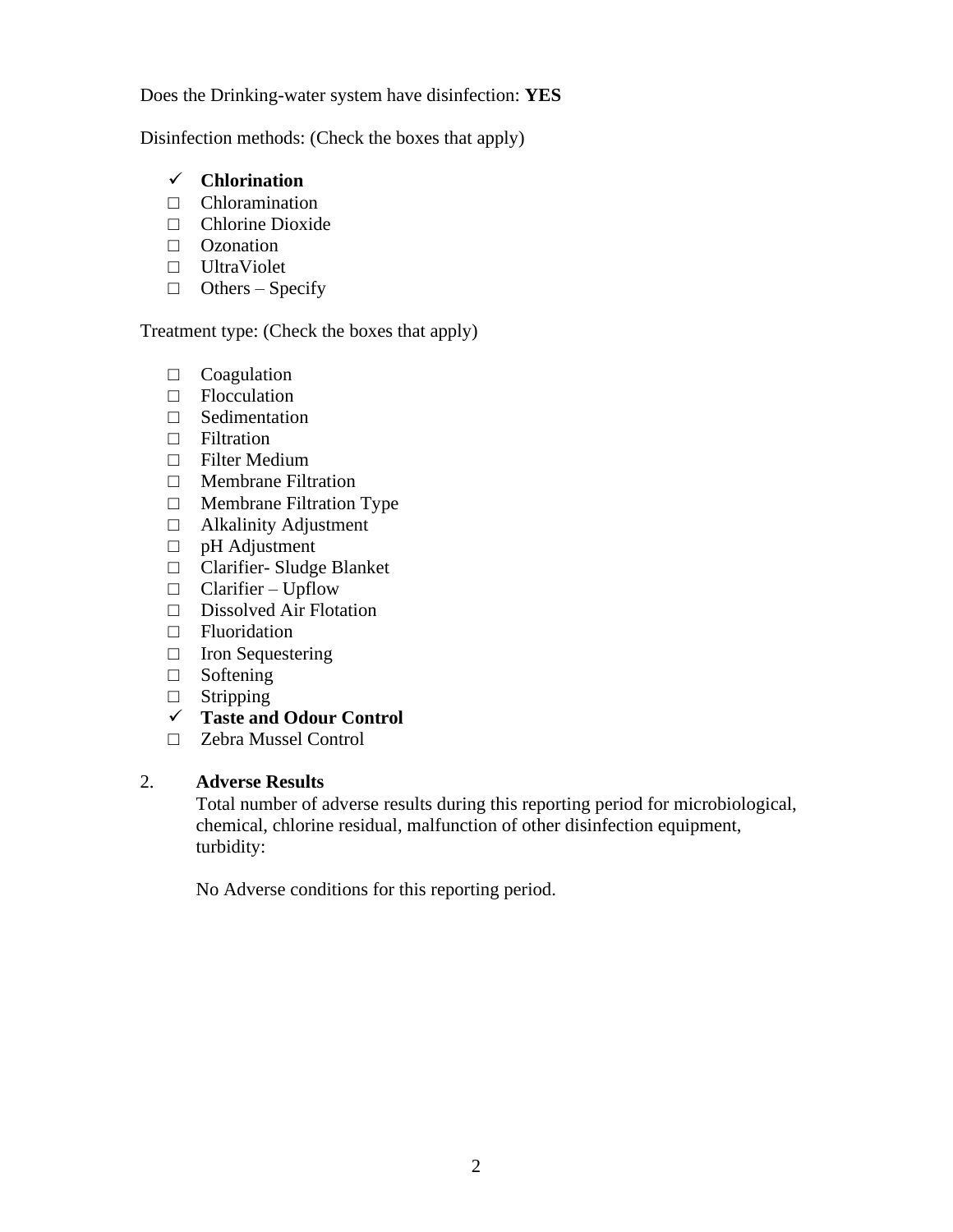Does the Drinking-water system have disinfection: **YES**

Disinfection methods: (Check the boxes that apply)

- ✓ **Chlorination**
- □ Chloramination
- □ Chlorine Dioxide
- □ Ozonation
- □ UltraViolet
- □ Others – Specify

Treatment type: (Check the boxes that apply)

- □ Coagulation
- □ Flocculation
- □ Sedimentation
- □ Filtration
- □ Filter Medium
- □ Membrane Filtration
- □ Membrane Filtration Type
- □ Alkalinity Adjustment
- □ pH Adjustment
- □ Clarifier- Sludge Blanket
- □ Clarifier – Upflow
- □ Dissolved Air Flotation
- □ Fluoridation
- □ Iron Sequestering
- □ Softening
- □ Stripping
- ✓ **Taste and Odour Control**
- □ Zebra Mussel Control

## 2. Adverse Results

Total number of adverse results during this reporting period for microbiological, chemical, chlorine residual, malfunction of other disinfection equipment, turbidity:

No Adverse conditions for this reporting period.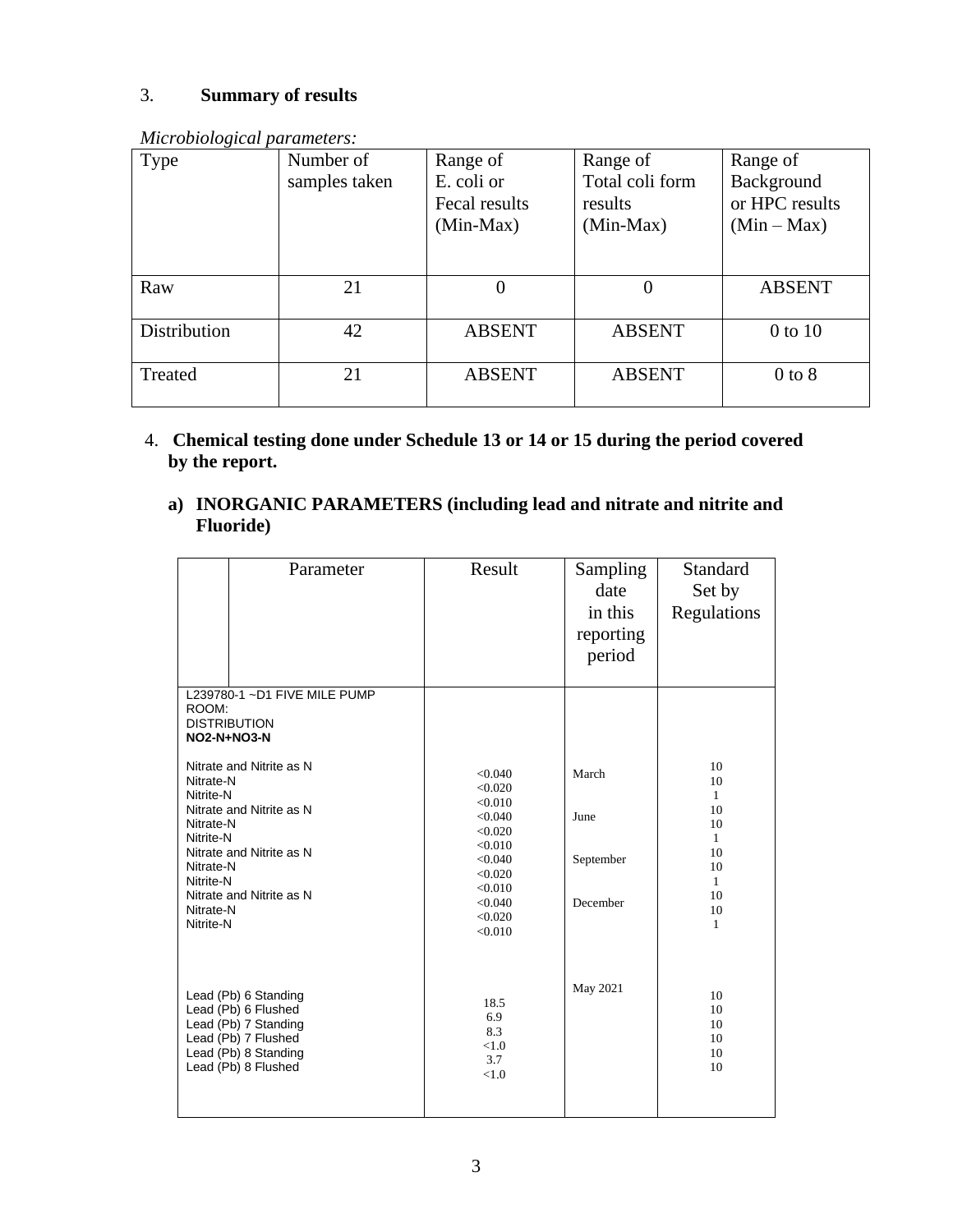## 3. **Summary of results**

*Microbiological parameters:*

| Type | Number of samples taken | Range of E. coli or Fecal results (Min-Max) | Range of Total coli form results (Min-Max) | Range of Background or HPC results (Min – Max) |
|---|---|---|---|---|
| Raw | 21 | 0 | 0 | ABSENT |
| Distribution | 42 | ABSENT | ABSENT | 0 to 10 |
| Treated | 21 | ABSENT | ABSENT | 0 to 8 |

## 4. **Chemical testing done under Schedule 13 or 14 or 15 during the period covered by the report.**

### a) **INORGANIC PARAMETERS (including lead and nitrate and nitrite and Fluoride)**

| Parameter | Result | Sampling date in this reporting period | Standard Set by Regulations |
|---|---|---|---|
| L239780-1 ~D1 FIVE MILE PUMP ROOM: DISTRIBUTION **NO2-N+NO3-N** | | | |
| Nitrate and Nitrite as N | <0.040 | March | 10 |
| Nitrate-N | <0.020 | | 10 |
| Nitrite-N | <0.010 | | 1 |
| Nitrate and Nitrite as N | <0.040 | June | 10 |
| Nitrate-N | <0.020 | | 10 |
| Nitrite-N | <0.010 | | 1 |
| Nitrate and Nitrite as N | <0.040 | September | 10 |
| Nitrate-N | <0.020 | | 10 |
| Nitrite-N | <0.010 | | 1 |
| Nitrate and Nitrite as N | <0.040 | December | 10 |
| Nitrate-N | <0.020 | | 10 |
| Nitrite-N | <0.010 | | 1 |
| Lead (Pb) 6 Standing | 18.5 | May 2021 | 10 |
| Lead (Pb) 6 Flushed | 6.9 | | 10 |
| Lead (Pb) 7 Standing | 8.3 | | 10 |
| Lead (Pb) 7 Flushed | <1.0 | | 10 |
| Lead (Pb) 8 Standing | 3.7 | | 10 |
| Lead (Pb) 8 Flushed | <1.0 | | 10 |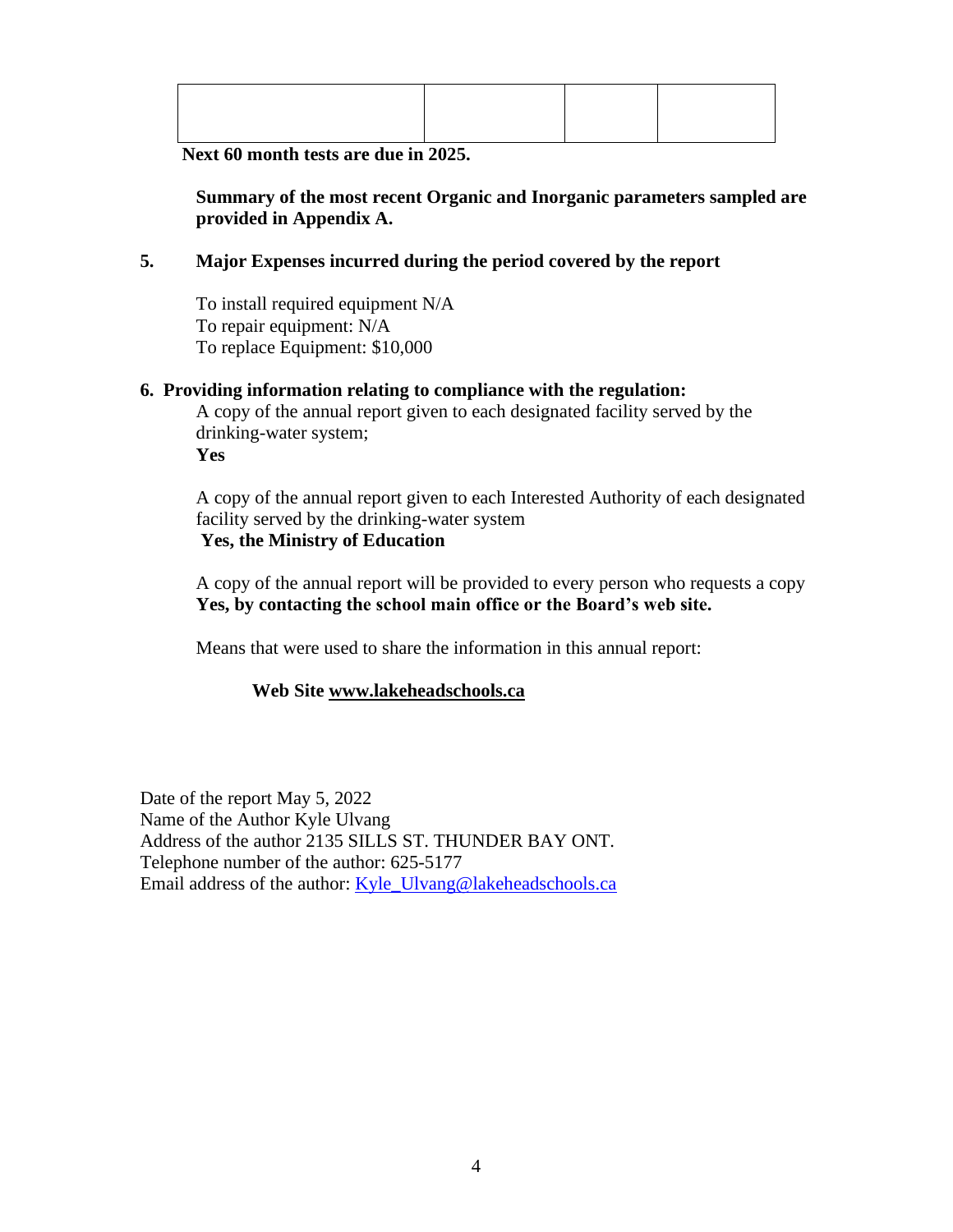| | | | |
|---|---|---|---|
| | | | |

**Next 60 month tests are due in 2025.**

**Summary of the most recent Organic and Inorganic parameters sampled are provided in Appendix A.**

## 5. Major Expenses incurred during the period covered by the report

To install required equipment N/A
To repair equipment: N/A
To replace Equipment: $10,000

## 6. Providing information relating to compliance with the regulation:

A copy of the annual report given to each designated facility served by the drinking-water system;
**Yes**

A copy of the annual report given to each Interested Authority of each designated facility served by the drinking-water system
**Yes, the Ministry of Education**

A copy of the annual report will be provided to every person who requests a copy
**Yes, by contacting the school main office or the Board's web site.**

Means that were used to share the information in this annual report:

**Web Site www.lakeheadschools.ca**

Date of the report May 5, 2022
Name of the Author Kyle Ulvang
Address of the author 2135 SILLS ST. THUNDER BAY ONT.
Telephone number of the author: 625-5177
Email address of the author: Kyle_Ulvang@lakeheadschools.ca